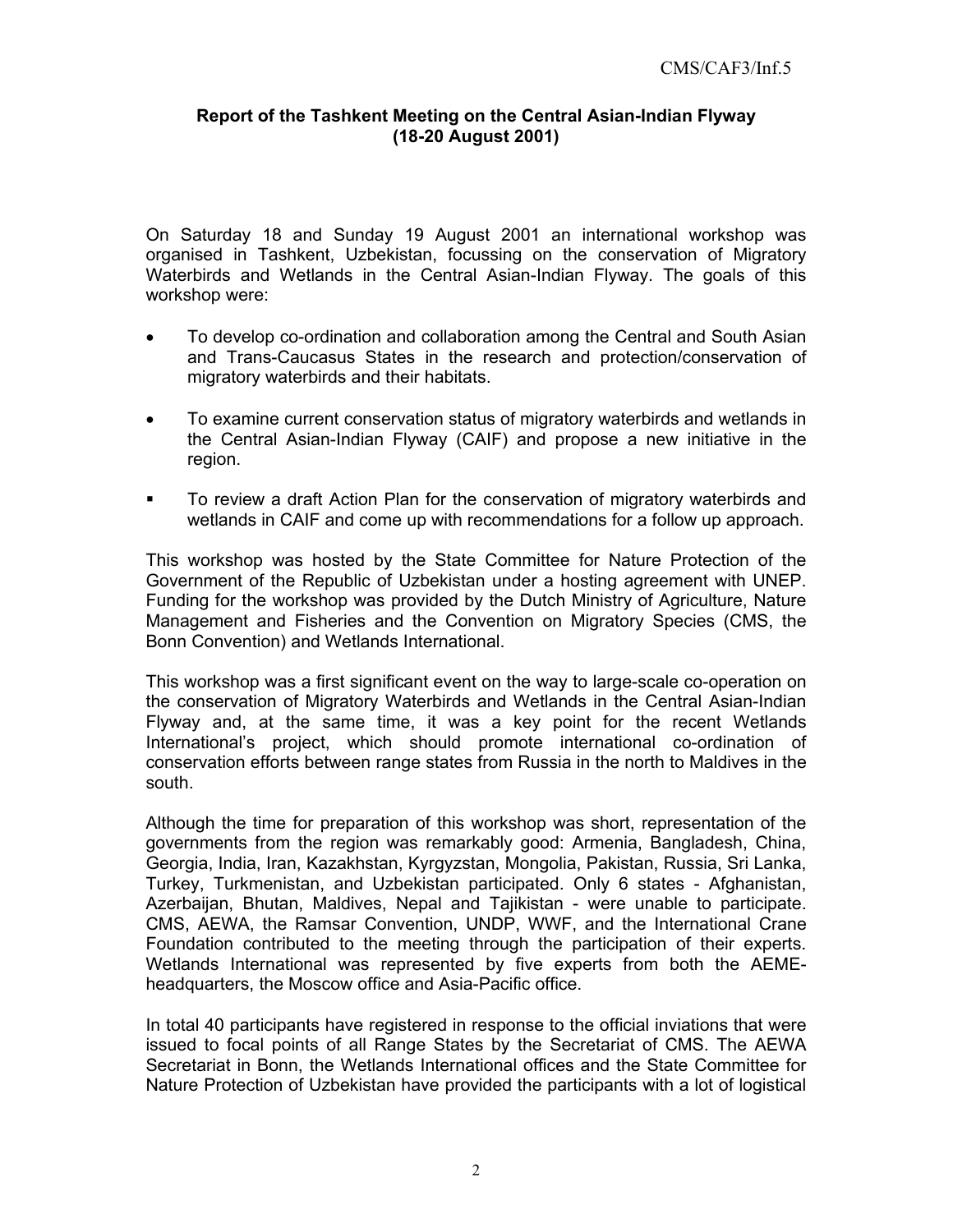## Report of the Tashkent Meeting on the Central Asian-Indian Flyway (18-20 August 2001)

On Saturday 18 and Sunday 19 August 2001 an international workshop was organised in Tashkent, Uzbekistan, focussing on the conservation of Migratory Waterbirds and Wetlands in the Central Asian-Indian Flyway. The goals of this workshop were:

- To develop co-ordination and collaboration among the Central and South Asian and Trans-Caucasus States in the research and protection/conservation of migratory waterbirds and their habitats.
- To examine current conservation status of migratory waterbirds and wetlands in the Central Asian-Indian Flyway (CAIF) and propose a new initiative in the region.
- To review a draft Action Plan for the conservation of migratory waterbirds and wetlands in CAIF and come up with recommendations for a follow up approach.

This workshop was hosted by the State Committee for Nature Protection of the Government of the Republic of Uzbekistan under a hosting agreement with UNEP. Funding for the workshop was provided by the Dutch Ministry of Agriculture, Nature Management and Fisheries and the Convention on Migratory Species (CMS, the Bonn Convention) and Wetlands International.

This workshop was a first significant event on the way to large-scale co-operation on the conservation of Migratory Waterbirds and Wetlands in the Central Asian-Indian Flyway and, at the same time, it was a key point for the recent Wetlands International's project, which should promote international co-ordination of conservation efforts between range states from Russia in the north to Maldives in the south.

Although the time for preparation of this workshop was short, representation of the governments from the region was remarkably good: Armenia, Bangladesh, China, Georgia, India, Iran, Kazakhstan, Kyrgyzstan, Mongolia, Pakistan, Russia, Sri Lanka, Turkey, Turkmenistan, and Uzbekistan participated. Only 6 states - Afghanistan, Azerbaijan, Bhutan, Maldives, Nepal and Tajikistan - were unable to participate. CMS, AEWA, the Ramsar Convention, UNDP, WWF, and the International Crane Foundation contributed to the meeting through the participation of their experts. Wetlands International was represented by five experts from both the AEME-headquarters, the Moscow office and Asia-Pacific office.

In total 40 participants have registered in response to the official inviations that were issued to focal points of all Range States by the Secretariat of CMS. The AEWA Secretariat in Bonn, the Wetlands International offices and the State Committee for Nature Protection of Uzbekistan have provided the participants with a lot of logistical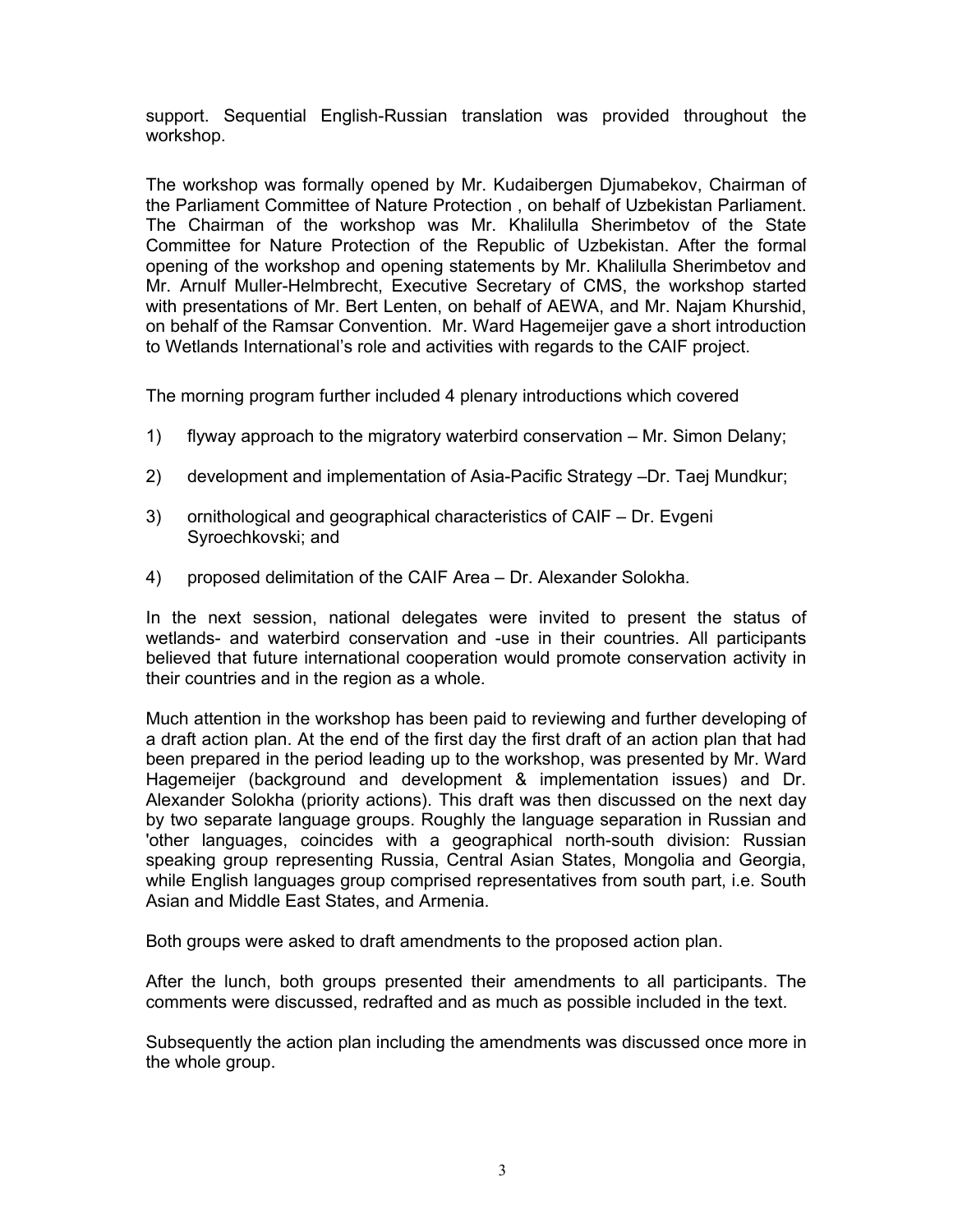support. Sequential English-Russian translation was provided throughout the workshop.

The workshop was formally opened by Mr. Kudaibergen Djumabekov, Chairman of the Parliament Committee of Nature Protection , on behalf of Uzbekistan Parliament. The Chairman of the workshop was Mr. Khalilulla Sherimbetov of the State Committee for Nature Protection of the Republic of Uzbekistan. After the formal opening of the workshop and opening statements by Mr. Khalilulla Sherimbetov and Mr. Arnulf Muller-Helmbrecht, Executive Secretary of CMS, the workshop started with presentations of Mr. Bert Lenten, on behalf of AEWA, and Mr. Najam Khurshid, on behalf of the Ramsar Convention. Mr. Ward Hagemeijer gave a short introduction to Wetlands International's role and activities with regards to the CAIF project.

The morning program further included 4 plenary introductions which covered

1) flyway approach to the migratory waterbird conservation – Mr. Simon Delany;
2) development and implementation of Asia-Pacific Strategy –Dr. Taej Mundkur;
3) ornithological and geographical characteristics of CAIF – Dr. Evgeni Syroechkovski; and
4) proposed delimitation of the CAIF Area – Dr. Alexander Solokha.

In the next session, national delegates were invited to present the status of wetlands- and waterbird conservation and -use in their countries. All participants believed that future international cooperation would promote conservation activity in their countries and in the region as a whole.

Much attention in the workshop has been paid to reviewing and further developing of a draft action plan. At the end of the first day the first draft of an action plan that had been prepared in the period leading up to the workshop, was presented by Mr. Ward Hagemeijer (background and development & implementation issues) and Dr. Alexander Solokha (priority actions). This draft was then discussed on the next day by two separate language groups. Roughly the language separation in Russian and 'other languages, coincides with a geographical north-south division: Russian speaking group representing Russia, Central Asian States, Mongolia and Georgia, while English languages group comprised representatives from south part, i.e. South Asian and Middle East States, and Armenia.

Both groups were asked to draft amendments to the proposed action plan.

After the lunch, both groups presented their amendments to all participants. The comments were discussed, redrafted and as much as possible included in the text.

Subsequently the action plan including the amendments was discussed once more in the whole group.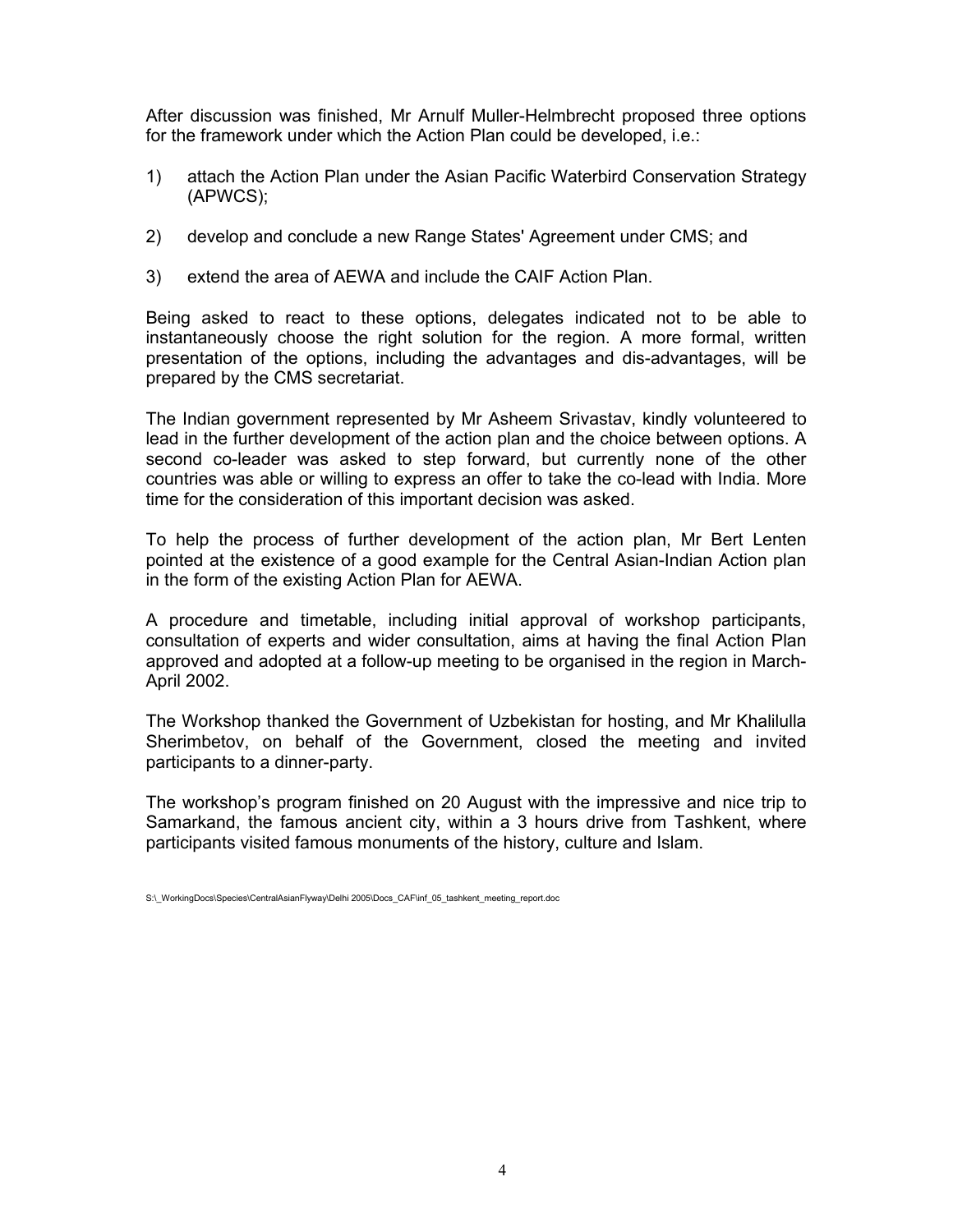After discussion was finished, Mr Arnulf Muller-Helmbrecht proposed three options for the framework under which the Action Plan could be developed, i.e.:

1) attach the Action Plan under the Asian Pacific Waterbird Conservation Strategy (APWCS);

2) develop and conclude a new Range States' Agreement under CMS; and

3) extend the area of AEWA and include the CAIF Action Plan.

Being asked to react to these options, delegates indicated not to be able to instantaneously choose the right solution for the region. A more formal, written presentation of the options, including the advantages and dis-advantages, will be prepared by the CMS secretariat.

The Indian government represented by Mr Asheem Srivastav, kindly volunteered to lead in the further development of the action plan and the choice between options. A second co-leader was asked to step forward, but currently none of the other countries was able or willing to express an offer to take the co-lead with India. More time for the consideration of this important decision was asked.

To help the process of further development of the action plan, Mr Bert Lenten pointed at the existence of a good example for the Central Asian-Indian Action plan in the form of the existing Action Plan for AEWA.

A procedure and timetable, including initial approval of workshop participants, consultation of experts and wider consultation, aims at having the final Action Plan approved and adopted at a follow-up meeting to be organised in the region in March-April 2002.

The Workshop thanked the Government of Uzbekistan for hosting, and Mr Khalilulla Sherimbetov, on behalf of the Government, closed the meeting and invited participants to a dinner-party.

The workshop's program finished on 20 August with the impressive and nice trip to Samarkand, the famous ancient city, within a 3 hours drive from Tashkent, where participants visited famous monuments of the history, culture and Islam.

S:\_WorkingDocs\Species\CentralAsianFlyway\Delhi 2005\Docs_CAF\inf_05_tashkent_meeting_report.doc